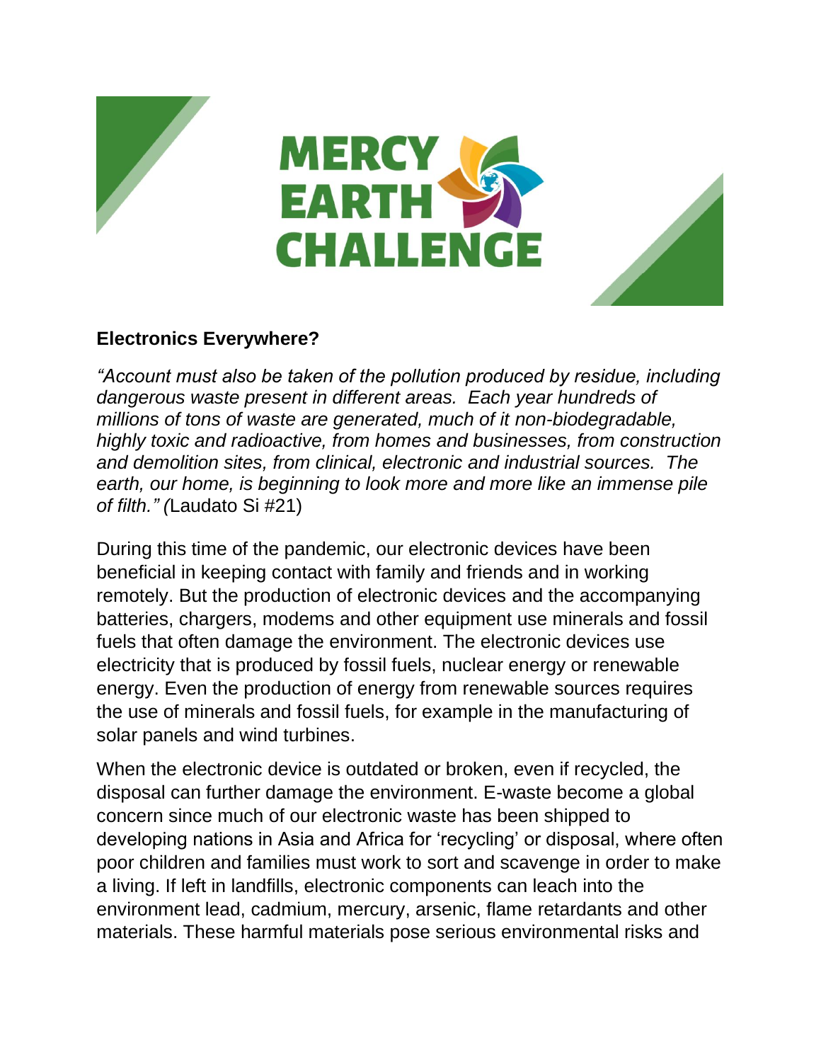# MERCY EARTH CHALLENGE

**Electronics Everywhere?**

*"Account must also be taken of the pollution produced by residue, including dangerous waste present in different areas. Each year hundreds of millions of tons of waste are generated, much of it non-biodegradable, highly toxic and radioactive, from homes and businesses, from construction and demolition sites, from clinical, electronic and industrial sources. The earth, our home, is beginning to look more and more like an immense pile of filth." (*Laudato Si #21)

During this time of the pandemic, our electronic devices have been beneficial in keeping contact with family and friends and in working remotely. But the production of electronic devices and the accompanying batteries, chargers, modems and other equipment use minerals and fossil fuels that often damage the environment. The electronic devices use electricity that is produced by fossil fuels, nuclear energy or renewable energy. Even the production of energy from renewable sources requires the use of minerals and fossil fuels, for example in the manufacturing of solar panels and wind turbines.

When the electronic device is outdated or broken, even if recycled, the disposal can further damage the environment. E-waste become a global concern since much of our electronic waste has been shipped to developing nations in Asia and Africa for 'recycling' or disposal, where often poor children and families must work to sort and scavenge in order to make a living. If left in landfills, electronic components can leach into the environment lead, cadmium, mercury, arsenic, flame retardants and other materials. These harmful materials pose serious environmental risks and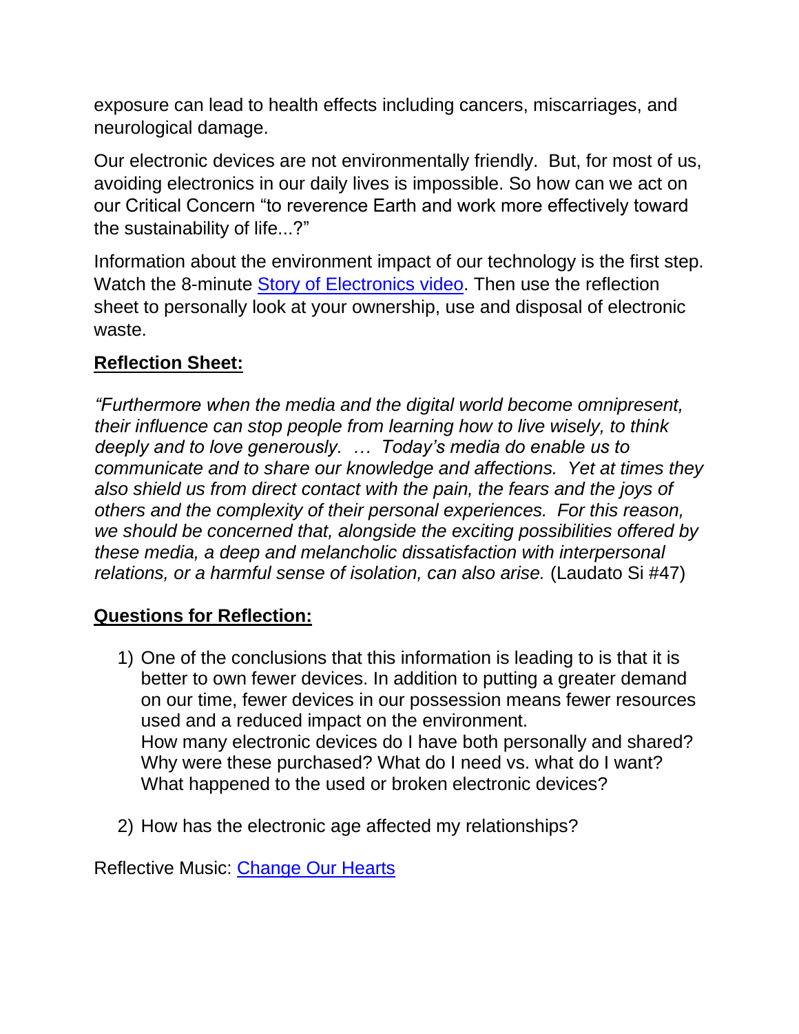exposure can lead to health effects including cancers, miscarriages, and neurological damage.

Our electronic devices are not environmentally friendly. But, for most of us, avoiding electronics in our daily lives is impossible. So how can we act on our Critical Concern "to reverence Earth and work more effectively toward the sustainability of life...?"

Information about the environment impact of our technology is the first step. Watch the 8-minute Story of Electronics video. Then use the reflection sheet to personally look at your ownership, use and disposal of electronic waste.

**Reflection Sheet:**

*"Furthermore when the media and the digital world become omnipresent, their influence can stop people from learning how to live wisely, to think deeply and to love generously. … Today's media do enable us to communicate and to share our knowledge and affections. Yet at times they also shield us from direct contact with the pain, the fears and the joys of others and the complexity of their personal experiences. For this reason, we should be concerned that, alongside the exciting possibilities offered by these media, a deep and melancholic dissatisfaction with interpersonal relations, or a harmful sense of isolation, can also arise.* (Laudato Si #47)

**Questions for Reflection:**

1) One of the conclusions that this information is leading to is that it is better to own fewer devices. In addition to putting a greater demand on our time, fewer devices in our possession means fewer resources used and a reduced impact on the environment.
   How many electronic devices do I have both personally and shared? Why were these purchased? What do I need vs. what do I want? What happened to the used or broken electronic devices?

2) How has the electronic age affected my relationships?

Reflective Music: Change Our Hearts